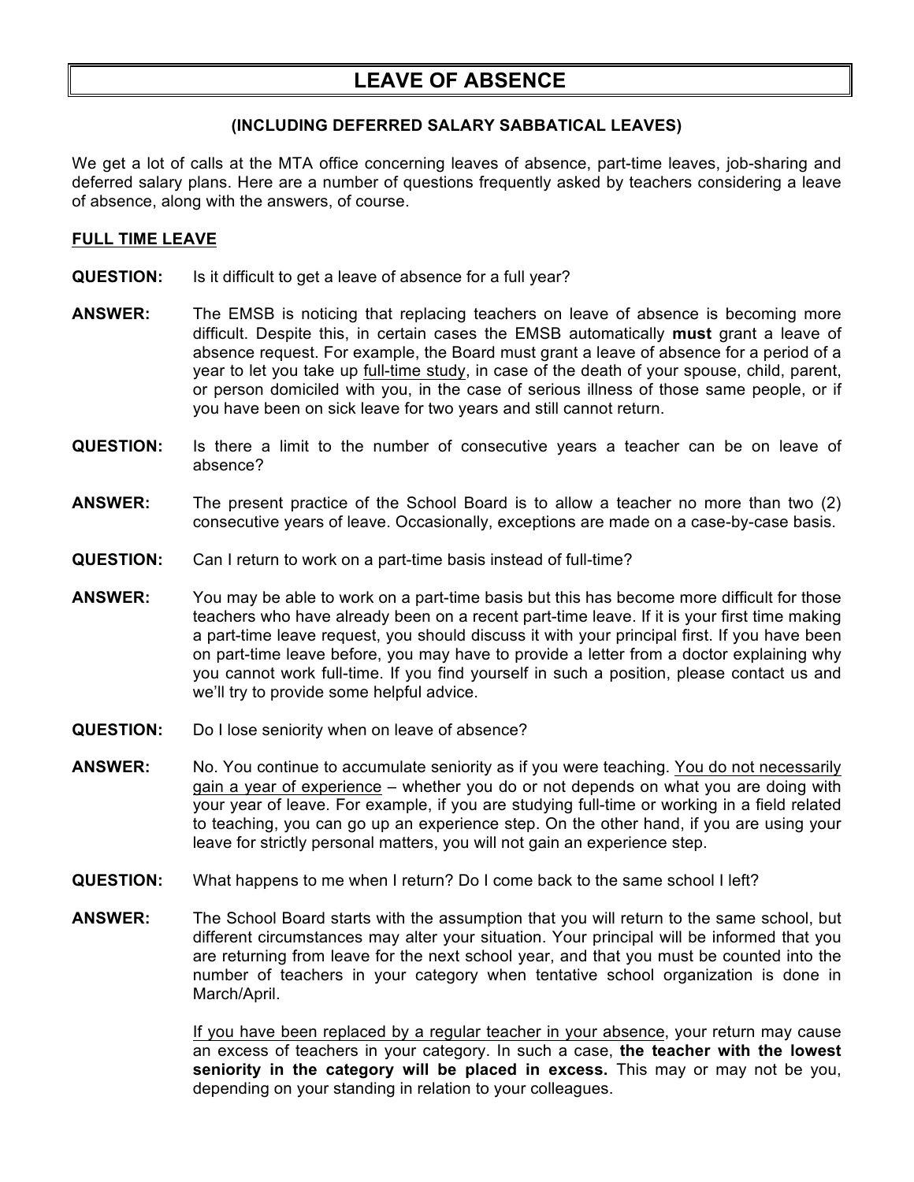# LEAVE OF ABSENCE

### (INCLUDING DEFERRED SALARY SABBATICAL LEAVES)

We get a lot of calls at the MTA office concerning leaves of absence, part-time leaves, job-sharing and deferred salary plans. Here are a number of questions frequently asked by teachers considering a leave of absence, along with the answers, of course.

## FULL TIME LEAVE

**QUESTION:** Is it difficult to get a leave of absence for a full year?

**ANSWER:** The EMSB is noticing that replacing teachers on leave of absence is becoming more difficult. Despite this, in certain cases the EMSB automatically **must** grant a leave of absence request. For example, the Board must grant a leave of absence for a period of a year to let you take up full-time study, in case of the death of your spouse, child, parent, or person domiciled with you, in the case of serious illness of those same people, or if you have been on sick leave for two years and still cannot return.

**QUESTION:** Is there a limit to the number of consecutive years a teacher can be on leave of absence?

**ANSWER:** The present practice of the School Board is to allow a teacher no more than two (2) consecutive years of leave. Occasionally, exceptions are made on a case-by-case basis.

**QUESTION:** Can I return to work on a part-time basis instead of full-time?

**ANSWER:** You may be able to work on a part-time basis but this has become more difficult for those teachers who have already been on a recent part-time leave. If it is your first time making a part-time leave request, you should discuss it with your principal first. If you have been on part-time leave before, you may have to provide a letter from a doctor explaining why you cannot work full-time. If you find yourself in such a position, please contact us and we'll try to provide some helpful advice.

**QUESTION:** Do I lose seniority when on leave of absence?

**ANSWER:** No. You continue to accumulate seniority as if you were teaching. You do not necessarily gain a year of experience – whether you do or not depends on what you are doing with your year of leave. For example, if you are studying full-time or working in a field related to teaching, you can go up an experience step. On the other hand, if you are using your leave for strictly personal matters, you will not gain an experience step.

**QUESTION:** What happens to me when I return? Do I come back to the same school I left?

**ANSWER:** The School Board starts with the assumption that you will return to the same school, but different circumstances may alter your situation. Your principal will be informed that you are returning from leave for the next school year, and that you must be counted into the number of teachers in your category when tentative school organization is done in March/April.

If you have been replaced by a regular teacher in your absence, your return may cause an excess of teachers in your category. In such a case, **the teacher with the lowest seniority in the category will be placed in excess.** This may or may not be you, depending on your standing in relation to your colleagues.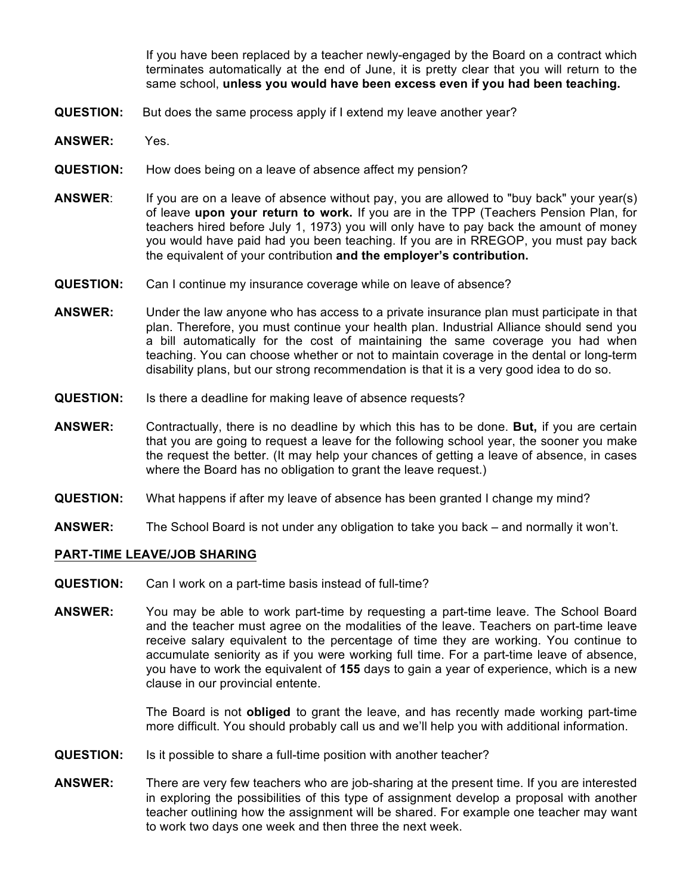If you have been replaced by a teacher newly-engaged by the Board on a contract which terminates automatically at the end of June, it is pretty clear that you will return to the same school, **unless you would have been excess even if you had been teaching.**

**QUESTION:** But does the same process apply if I extend my leave another year?

**ANSWER:** Yes.

**QUESTION:** How does being on a leave of absence affect my pension?

**ANSWER**: If you are on a leave of absence without pay, you are allowed to "buy back" your year(s) of leave **upon your return to work.** If you are in the TPP (Teachers Pension Plan, for teachers hired before July 1, 1973) you will only have to pay back the amount of money you would have paid had you been teaching. If you are in RREGOP, you must pay back the equivalent of your contribution **and the employer's contribution.**

**QUESTION:** Can I continue my insurance coverage while on leave of absence?

**ANSWER:** Under the law anyone who has access to a private insurance plan must participate in that plan. Therefore, you must continue your health plan. Industrial Alliance should send you a bill automatically for the cost of maintaining the same coverage you had when teaching. You can choose whether or not to maintain coverage in the dental or long-term disability plans, but our strong recommendation is that it is a very good idea to do so.

**QUESTION:** Is there a deadline for making leave of absence requests?

**ANSWER:** Contractually, there is no deadline by which this has to be done. **But,** if you are certain that you are going to request a leave for the following school year, the sooner you make the request the better. (It may help your chances of getting a leave of absence, in cases where the Board has no obligation to grant the leave request.)

**QUESTION:** What happens if after my leave of absence has been granted I change my mind?

**ANSWER:** The School Board is not under any obligation to take you back – and normally it won't.

**PART-TIME LEAVE/JOB SHARING**

**QUESTION:** Can I work on a part-time basis instead of full-time?

**ANSWER:** You may be able to work part-time by requesting a part-time leave. The School Board and the teacher must agree on the modalities of the leave. Teachers on part-time leave receive salary equivalent to the percentage of time they are working. You continue to accumulate seniority as if you were working full time. For a part-time leave of absence, you have to work the equivalent of **155** days to gain a year of experience, which is a new clause in our provincial entente.

The Board is not **obliged** to grant the leave, and has recently made working part-time more difficult. You should probably call us and we'll help you with additional information.

**QUESTION:** Is it possible to share a full-time position with another teacher?

**ANSWER:** There are very few teachers who are job-sharing at the present time. If you are interested in exploring the possibilities of this type of assignment develop a proposal with another teacher outlining how the assignment will be shared. For example one teacher may want to work two days one week and then three the next week.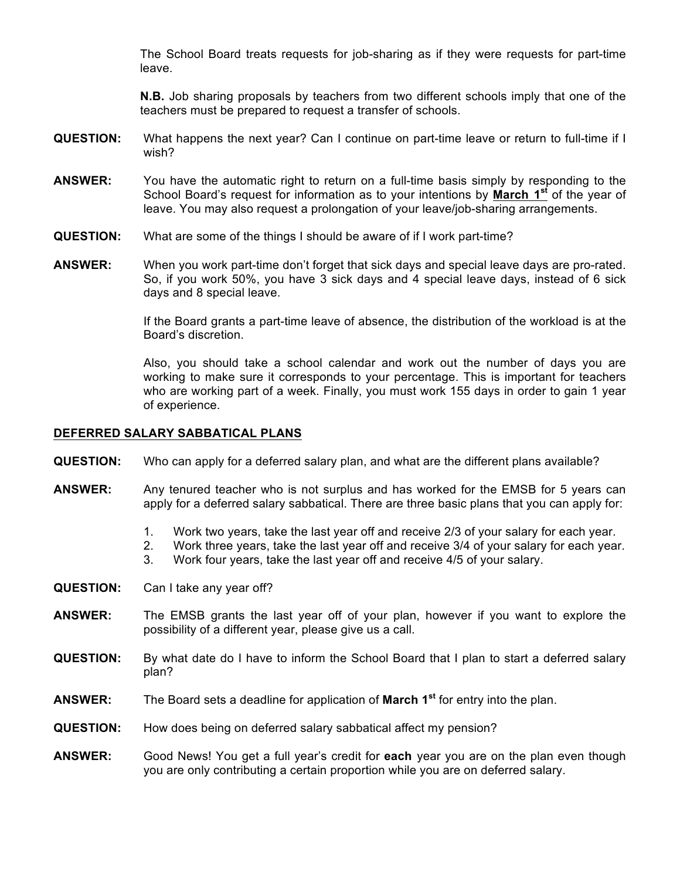The School Board treats requests for job-sharing as if they were requests for part-time leave.

**N.B.** Job sharing proposals by teachers from two different schools imply that one of the teachers must be prepared to request a transfer of schools.

**QUESTION:** What happens the next year? Can I continue on part-time leave or return to full-time if I wish?

**ANSWER:** You have the automatic right to return on a full-time basis simply by responding to the School Board's request for information as to your intentions by **March 1st** of the year of leave. You may also request a prolongation of your leave/job-sharing arrangements.

**QUESTION:** What are some of the things I should be aware of if I work part-time?

**ANSWER:** When you work part-time don't forget that sick days and special leave days are pro-rated. So, if you work 50%, you have 3 sick days and 4 special leave days, instead of 6 sick days and 8 special leave.

If the Board grants a part-time leave of absence, the distribution of the workload is at the Board's discretion.

Also, you should take a school calendar and work out the number of days you are working to make sure it corresponds to your percentage. This is important for teachers who are working part of a week. Finally, you must work 155 days in order to gain 1 year of experience.

## DEFERRED SALARY SABBATICAL PLANS

**QUESTION:** Who can apply for a deferred salary plan, and what are the different plans available?

**ANSWER:** Any tenured teacher who is not surplus and has worked for the EMSB for 5 years can apply for a deferred salary sabbatical. There are three basic plans that you can apply for:

1. Work two years, take the last year off and receive 2/3 of your salary for each year.
2. Work three years, take the last year off and receive 3/4 of your salary for each year.
3. Work four years, take the last year off and receive 4/5 of your salary.

**QUESTION:** Can I take any year off?

**ANSWER:** The EMSB grants the last year off of your plan, however if you want to explore the possibility of a different year, please give us a call.

**QUESTION:** By what date do I have to inform the School Board that I plan to start a deferred salary plan?

**ANSWER:** The Board sets a deadline for application of **March 1st** for entry into the plan.

**QUESTION:** How does being on deferred salary sabbatical affect my pension?

**ANSWER:** Good News! You get a full year's credit for **each** year you are on the plan even though you are only contributing a certain proportion while you are on deferred salary.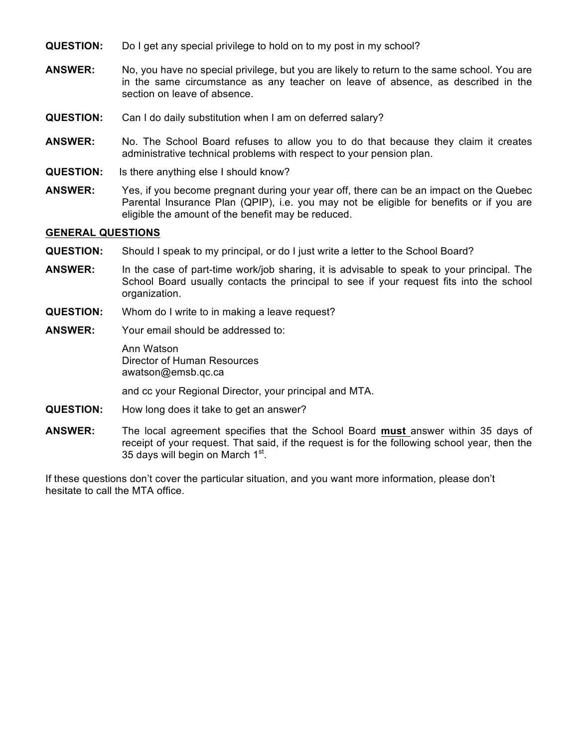**QUESTION:** Do I get any special privilege to hold on to my post in my school?

**ANSWER:** No, you have no special privilege, but you are likely to return to the same school. You are in the same circumstance as any teacher on leave of absence, as described in the section on leave of absence.

**QUESTION:** Can I do daily substitution when I am on deferred salary?

**ANSWER:** No. The School Board refuses to allow you to do that because they claim it creates administrative technical problems with respect to your pension plan.

**QUESTION:** Is there anything else I should know?

**ANSWER:** Yes, if you become pregnant during your year off, there can be an impact on the Quebec Parental Insurance Plan (QPIP), i.e. you may not be eligible for benefits or if you are eligible the amount of the benefit may be reduced.

**GENERAL QUESTIONS**

**QUESTION:** Should I speak to my principal, or do I just write a letter to the School Board?

**ANSWER:** In the case of part-time work/job sharing, it is advisable to speak to your principal. The School Board usually contacts the principal to see if your request fits into the school organization.

**QUESTION:** Whom do I write to in making a leave request?

**ANSWER:** Your email should be addressed to:

Ann Watson
Director of Human Resources
awatson@emsb.qc.ca

and cc your Regional Director, your principal and MTA.

**QUESTION:** How long does it take to get an answer?

**ANSWER:** The local agreement specifies that the School Board **must** answer within 35 days of receipt of your request. That said, if the request is for the following school year, then the 35 days will begin on March 1st.

If these questions don't cover the particular situation, and you want more information, please don't hesitate to call the MTA office.